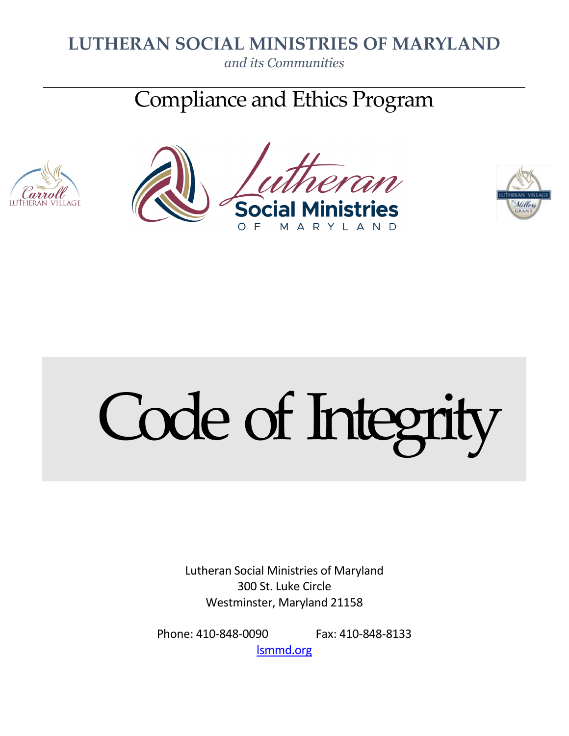# LUTHERAN SOCIAL MINISTRIES OF MARYLAND

*and its Communities*

---

## Compliance and Ethics Program

# Code of Integrity

Lutheran Social Ministries of Maryland
300 St. Luke Circle
Westminster, Maryland 21158

Phone: 410-848-0090 Fax: 410-848-8133

lsmmd.org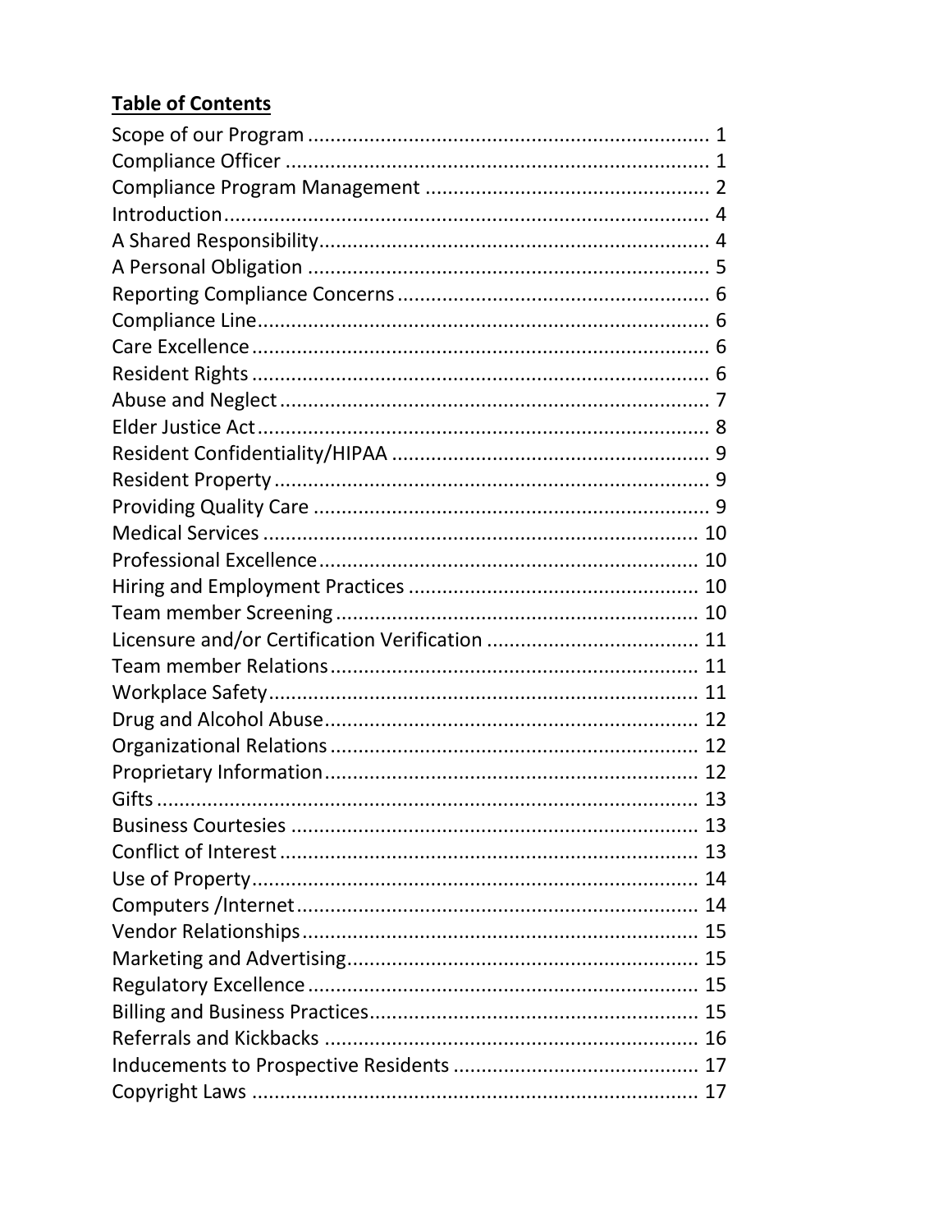**Table of Contents**

Scope of our Program ........................................................................ 1
Compliance Officer ........................................................................... 1
Compliance Program Management .................................................. 2
Introduction........................................................................................ 4
A Shared Responsibility...................................................................... 4
A Personal Obligation ........................................................................ 5
Reporting Compliance Concerns........................................................ 6
Compliance Line................................................................................. 6
Care Excellence .................................................................................. 6
Resident Rights .................................................................................. 6
Abuse and Neglect ............................................................................. 7
Elder Justice Act ................................................................................. 8
Resident Confidentiality/HIPAA ......................................................... 9
Resident Property .............................................................................. 9
Providing Quality Care ....................................................................... 9
Medical Services .............................................................................. 10
Professional Excellence.................................................................... 10
Hiring and Employment Practices .................................................... 10
Team member Screening ................................................................. 10
Licensure and/or Certification Verification ...................................... 11
Team member Relations.................................................................. 11
Workplace Safety............................................................................. 11
Drug and Alcohol Abuse................................................................... 12
Organizational Relations .................................................................. 12
Proprietary Information................................................................... 12
Gifts ................................................................................................. 13
Business Courtesies ......................................................................... 13
Conflict of Interest ........................................................................... 13
Use of Property................................................................................ 14
Computers /Internet ........................................................................ 14
Vendor Relationships....................................................................... 15
Marketing and Advertising............................................................... 15
Regulatory Excellence ...................................................................... 15
Billing and Business Practices........................................................... 15
Referrals and Kickbacks ................................................................... 16
Inducements to Prospective Residents ............................................ 17
Copyright Laws ................................................................................ 17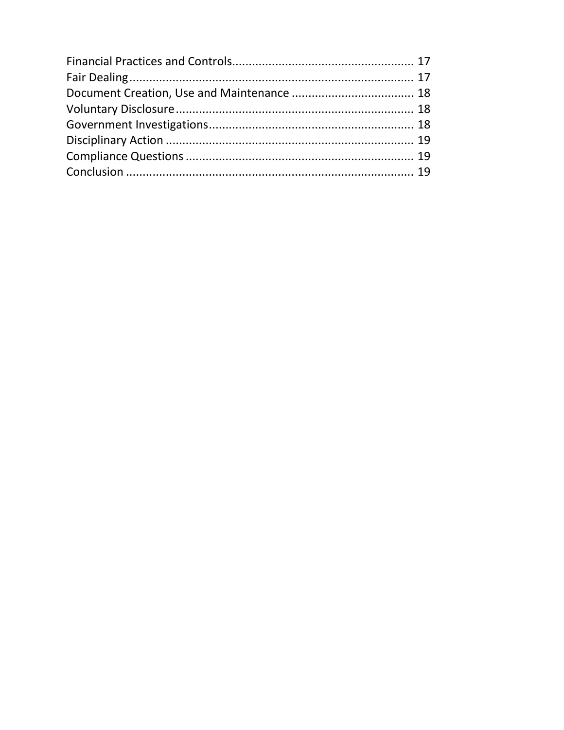Financial Practices and Controls....................................................... 17
Fair Dealing..................................................................................... 17
Document Creation, Use and Maintenance ..................................... 18
Voluntary Disclosure........................................................................ 18
Government Investigations.............................................................. 18
Disciplinary Action ........................................................................... 19
Compliance Questions ..................................................................... 19
Conclusion ....................................................................................... 19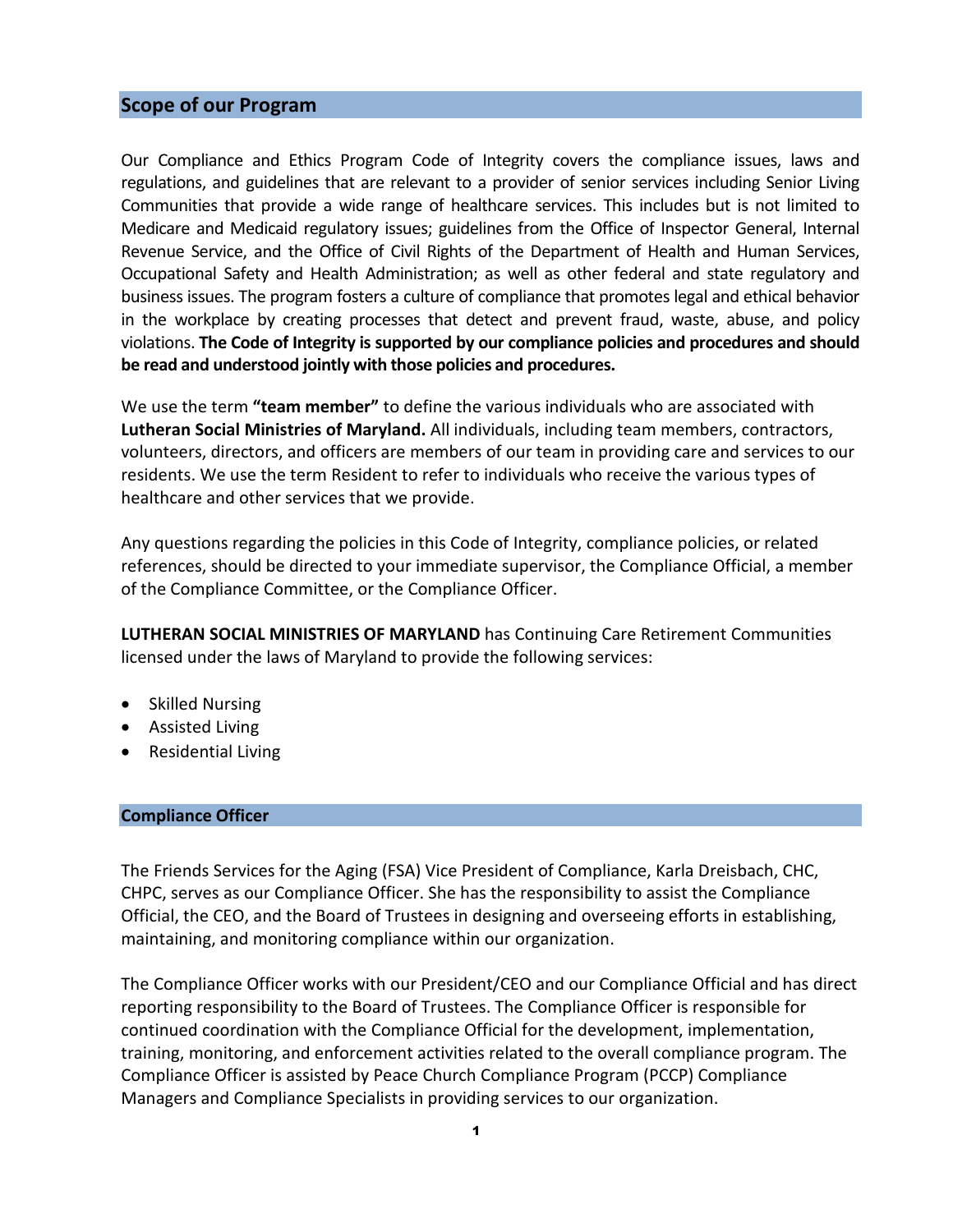## Scope of our Program

Our Compliance and Ethics Program Code of Integrity covers the compliance issues, laws and regulations, and guidelines that are relevant to a provider of senior services including Senior Living Communities that provide a wide range of healthcare services. This includes but is not limited to Medicare and Medicaid regulatory issues; guidelines from the Office of Inspector General, Internal Revenue Service, and the Office of Civil Rights of the Department of Health and Human Services, Occupational Safety and Health Administration; as well as other federal and state regulatory and business issues. The program fosters a culture of compliance that promotes legal and ethical behavior in the workplace by creating processes that detect and prevent fraud, waste, abuse, and policy violations. **The Code of Integrity is supported by our compliance policies and procedures and should be read and understood jointly with those policies and procedures.**

We use the term **"team member"** to define the various individuals who are associated with **Lutheran Social Ministries of Maryland.** All individuals, including team members, contractors, volunteers, directors, and officers are members of our team in providing care and services to our residents. We use the term Resident to refer to individuals who receive the various types of healthcare and other services that we provide.

Any questions regarding the policies in this Code of Integrity, compliance policies, or related references, should be directed to your immediate supervisor, the Compliance Official, a member of the Compliance Committee, or the Compliance Officer.

**LUTHERAN SOCIAL MINISTRIES OF MARYLAND** has Continuing Care Retirement Communities licensed under the laws of Maryland to provide the following services:

- Skilled Nursing
- Assisted Living
- Residential Living

## Compliance Officer

The Friends Services for the Aging (FSA) Vice President of Compliance, Karla Dreisbach, CHC, CHPC, serves as our Compliance Officer. She has the responsibility to assist the Compliance Official, the CEO, and the Board of Trustees in designing and overseeing efforts in establishing, maintaining, and monitoring compliance within our organization.

The Compliance Officer works with our President/CEO and our Compliance Official and has direct reporting responsibility to the Board of Trustees. The Compliance Officer is responsible for continued coordination with the Compliance Official for the development, implementation, training, monitoring, and enforcement activities related to the overall compliance program. The Compliance Officer is assisted by Peace Church Compliance Program (PCCP) Compliance Managers and Compliance Specialists in providing services to our organization.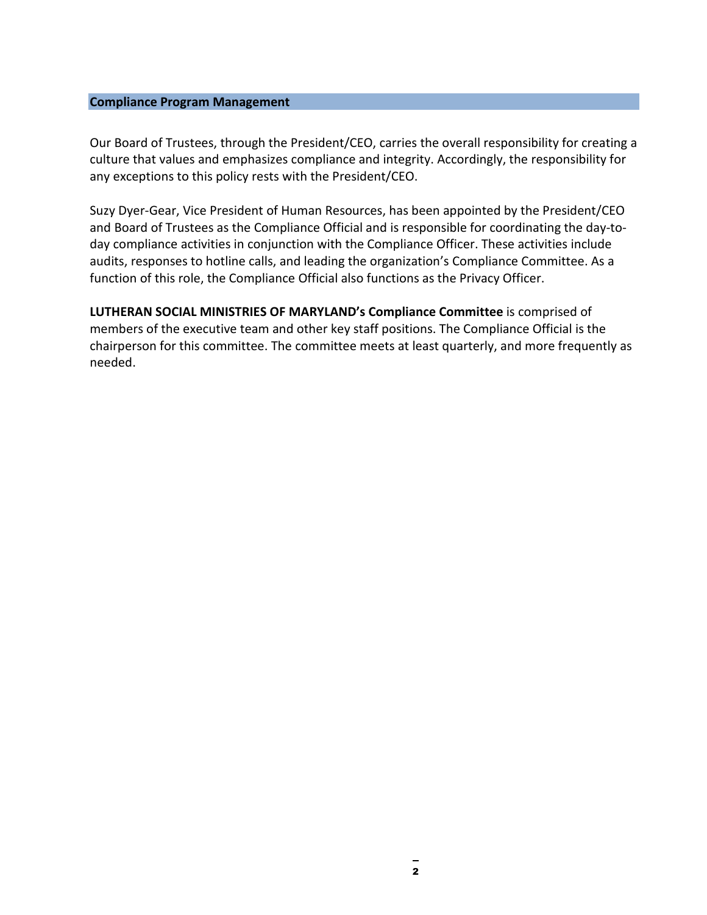## Compliance Program Management

Our Board of Trustees, through the President/CEO, carries the overall responsibility for creating a culture that values and emphasizes compliance and integrity. Accordingly, the responsibility for any exceptions to this policy rests with the President/CEO.

Suzy Dyer-Gear, Vice President of Human Resources, has been appointed by the President/CEO and Board of Trustees as the Compliance Official and is responsible for coordinating the day-to-day compliance activities in conjunction with the Compliance Officer. These activities include audits, responses to hotline calls, and leading the organization's Compliance Committee. As a function of this role, the Compliance Official also functions as the Privacy Officer.

**LUTHERAN SOCIAL MINISTRIES OF MARYLAND's Compliance Committee** is comprised of members of the executive team and other key staff positions. The Compliance Official is the chairperson for this committee. The committee meets at least quarterly, and more frequently as needed.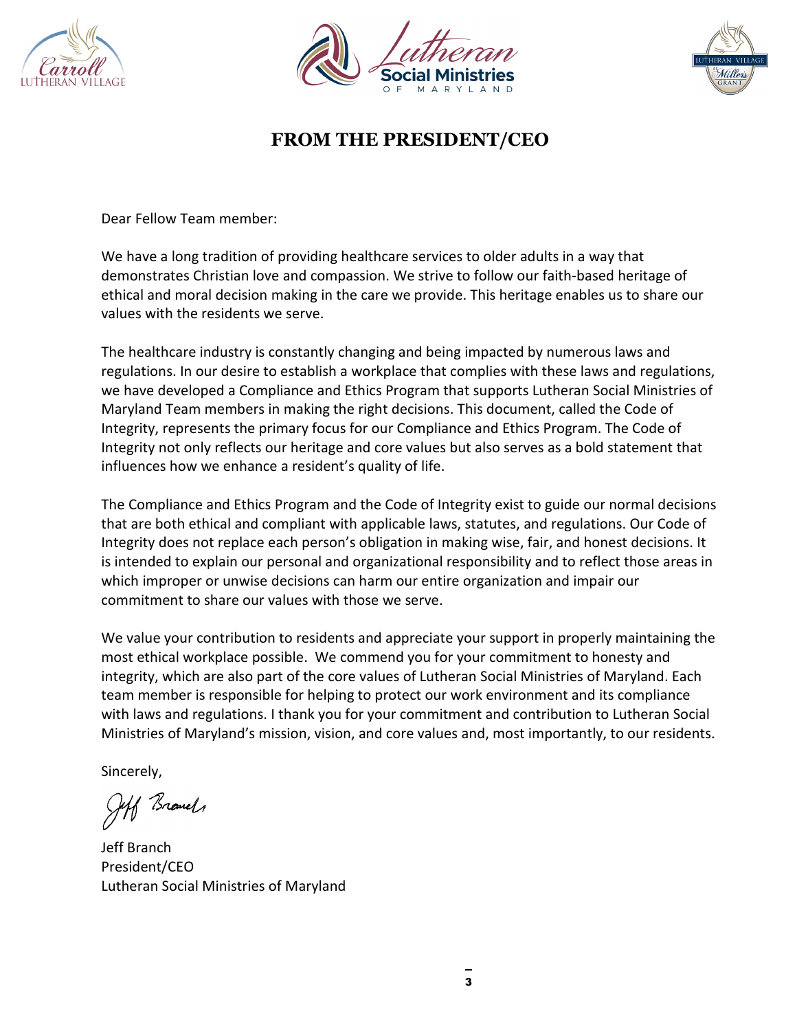# FROM THE PRESIDENT/CEO

Dear Fellow Team member:

We have a long tradition of providing healthcare services to older adults in a way that demonstrates Christian love and compassion. We strive to follow our faith-based heritage of ethical and moral decision making in the care we provide. This heritage enables us to share our values with the residents we serve.

The healthcare industry is constantly changing and being impacted by numerous laws and regulations. In our desire to establish a workplace that complies with these laws and regulations, we have developed a Compliance and Ethics Program that supports Lutheran Social Ministries of Maryland Team members in making the right decisions. This document, called the Code of Integrity, represents the primary focus for our Compliance and Ethics Program. The Code of Integrity not only reflects our heritage and core values but also serves as a bold statement that influences how we enhance a resident's quality of life.

The Compliance and Ethics Program and the Code of Integrity exist to guide our normal decisions that are both ethical and compliant with applicable laws, statutes, and regulations. Our Code of Integrity does not replace each person's obligation in making wise, fair, and honest decisions. It is intended to explain our personal and organizational responsibility and to reflect those areas in which improper or unwise decisions can harm our entire organization and impair our commitment to share our values with those we serve.

We value your contribution to residents and appreciate your support in properly maintaining the most ethical workplace possible. We commend you for your commitment to honesty and integrity, which are also part of the core values of Lutheran Social Ministries of Maryland. Each team member is responsible for helping to protect our work environment and its compliance with laws and regulations. I thank you for your commitment and contribution to Lutheran Social Ministries of Maryland's mission, vision, and core values and, most importantly, to our residents.

Sincerely,

Jeff Branch
President/CEO
Lutheran Social Ministries of Maryland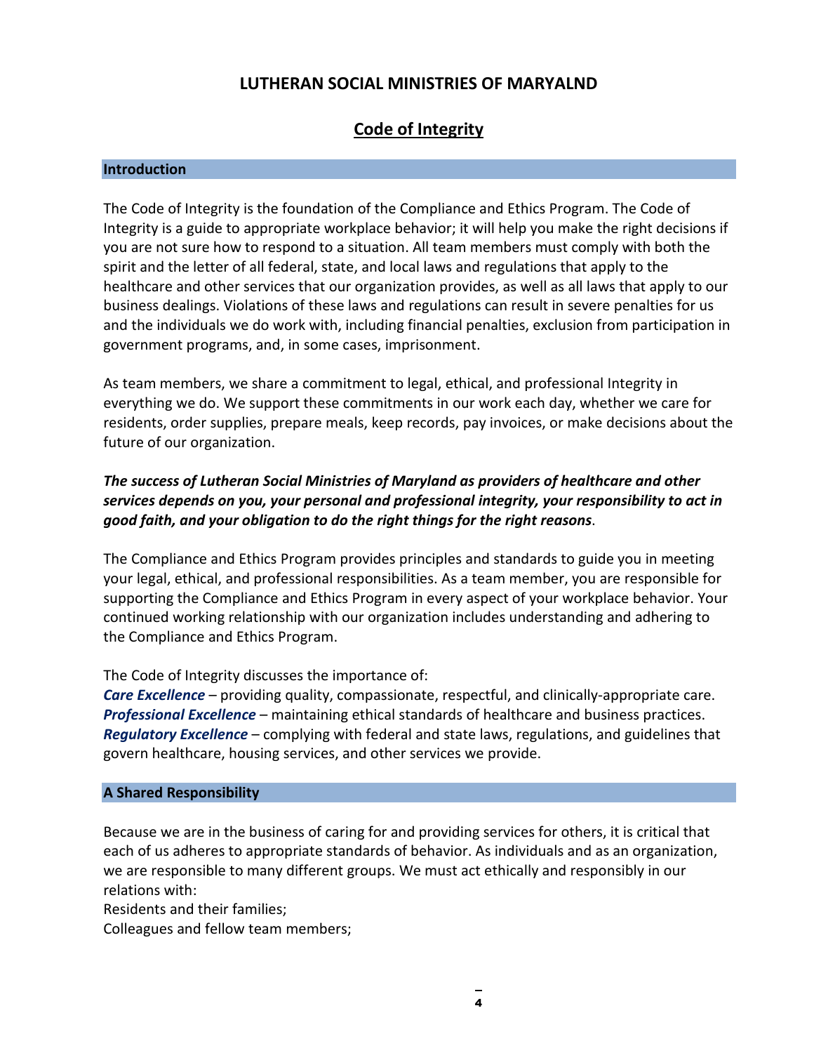# LUTHERAN SOCIAL MINISTRIES OF MARYALND

## Code of Integrity

### Introduction

The Code of Integrity is the foundation of the Compliance and Ethics Program. The Code of Integrity is a guide to appropriate workplace behavior; it will help you make the right decisions if you are not sure how to respond to a situation. All team members must comply with both the spirit and the letter of all federal, state, and local laws and regulations that apply to the healthcare and other services that our organization provides, as well as all laws that apply to our business dealings. Violations of these laws and regulations can result in severe penalties for us and the individuals we do work with, including financial penalties, exclusion from participation in government programs, and, in some cases, imprisonment.

As team members, we share a commitment to legal, ethical, and professional Integrity in everything we do. We support these commitments in our work each day, whether we care for residents, order supplies, prepare meals, keep records, pay invoices, or make decisions about the future of our organization.

***The success of Lutheran Social Ministries of Maryland as providers of healthcare and other services depends on you, your personal and professional integrity, your responsibility to act in good faith, and your obligation to do the right things for the right reasons***.

The Compliance and Ethics Program provides principles and standards to guide you in meeting your legal, ethical, and professional responsibilities. As a team member, you are responsible for supporting the Compliance and Ethics Program in every aspect of your workplace behavior. Your continued working relationship with our organization includes understanding and adhering to the Compliance and Ethics Program.

The Code of Integrity discusses the importance of:
***Care Excellence*** – providing quality, compassionate, respectful, and clinically-appropriate care.
***Professional Excellence*** – maintaining ethical standards of healthcare and business practices.
***Regulatory Excellence*** – complying with federal and state laws, regulations, and guidelines that govern healthcare, housing services, and other services we provide.

### A Shared Responsibility

Because we are in the business of caring for and providing services for others, it is critical that each of us adheres to appropriate standards of behavior. As individuals and as an organization, we are responsible to many different groups. We must act ethically and responsibly in our relations with:
Residents and their families;
Colleagues and fellow team members;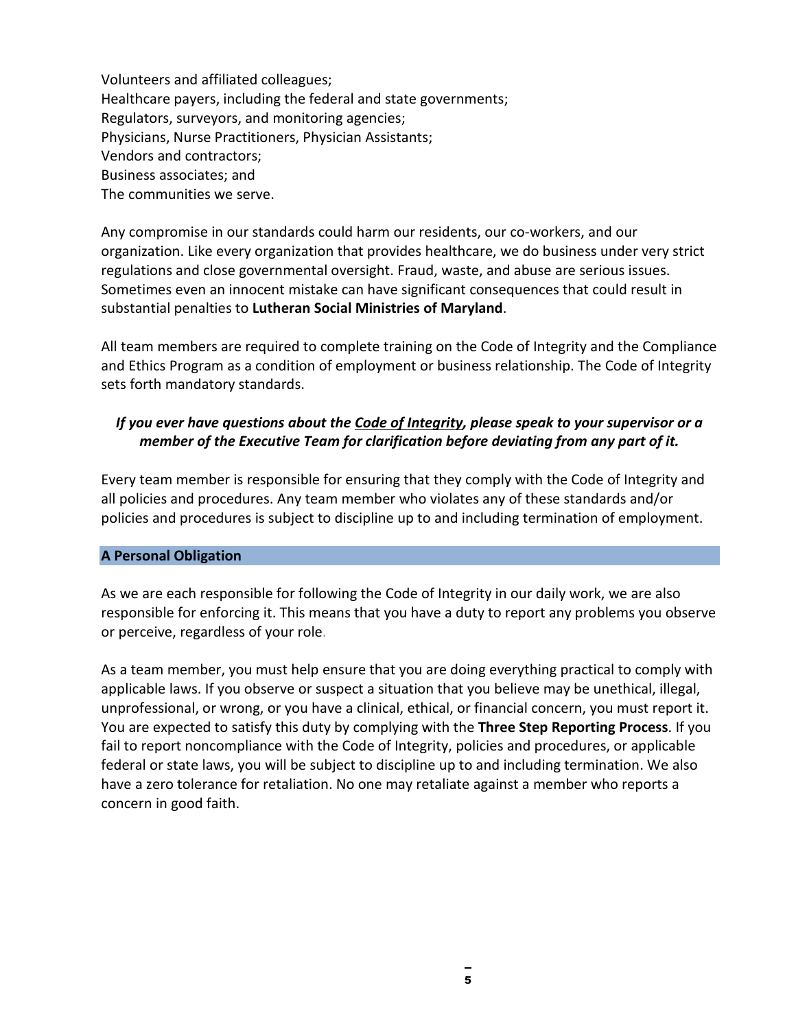Volunteers and affiliated colleagues;
Healthcare payers, including the federal and state governments;
Regulators, surveyors, and monitoring agencies;
Physicians, Nurse Practitioners, Physician Assistants;
Vendors and contractors;
Business associates; and
The communities we serve.

Any compromise in our standards could harm our residents, our co-workers, and our organization. Like every organization that provides healthcare, we do business under very strict regulations and close governmental oversight. Fraud, waste, and abuse are serious issues. Sometimes even an innocent mistake can have significant consequences that could result in substantial penalties to **Lutheran Social Ministries of Maryland**.

All team members are required to complete training on the Code of Integrity and the Compliance and Ethics Program as a condition of employment or business relationship. The Code of Integrity sets forth mandatory standards.

***If you ever have questions about the Code of Integrity, please speak to your supervisor or a member of the Executive Team for clarification before deviating from any part of it.***

Every team member is responsible for ensuring that they comply with the Code of Integrity and all policies and procedures. Any team member who violates any of these standards and/or policies and procedures is subject to discipline up to and including termination of employment.

## A Personal Obligation

As we are each responsible for following the Code of Integrity in our daily work, we are also responsible for enforcing it. This means that you have a duty to report any problems you observe or perceive, regardless of your role.

As a team member, you must help ensure that you are doing everything practical to comply with applicable laws. If you observe or suspect a situation that you believe may be unethical, illegal, unprofessional, or wrong, or you have a clinical, ethical, or financial concern, you must report it. You are expected to satisfy this duty by complying with the **Three Step Reporting Process**. If you fail to report noncompliance with the Code of Integrity, policies and procedures, or applicable federal or state laws, you will be subject to discipline up to and including termination. We also have a zero tolerance for retaliation. No one may retaliate against a member who reports a concern in good faith.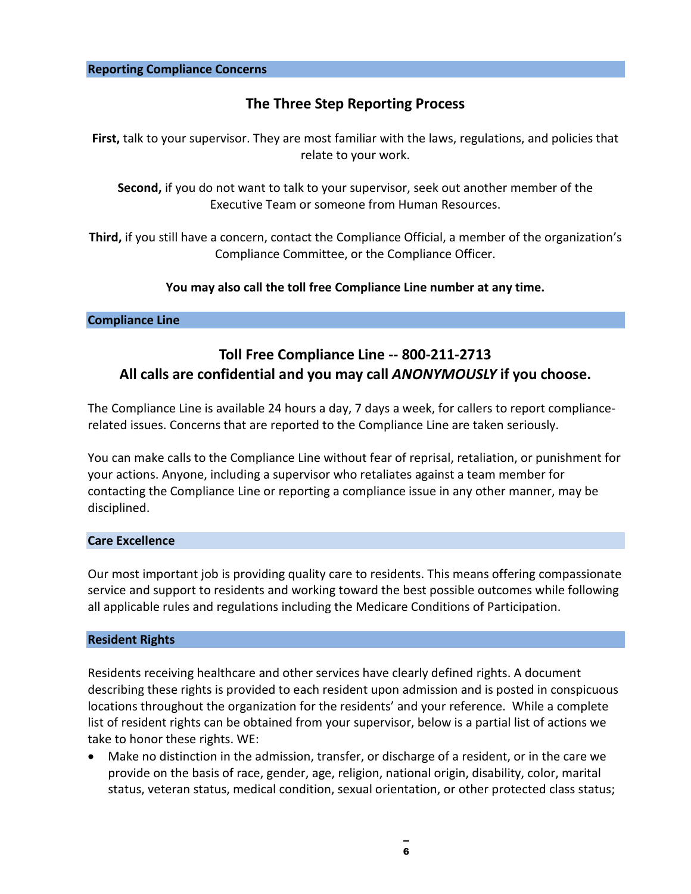## Reporting Compliance Concerns

### The Three Step Reporting Process

**First,** talk to your supervisor. They are most familiar with the laws, regulations, and policies that relate to your work.

**Second,** if you do not want to talk to your supervisor, seek out another member of the Executive Team or someone from Human Resources.

**Third,** if you still have a concern, contact the Compliance Official, a member of the organization's Compliance Committee, or the Compliance Officer.

**You may also call the toll free Compliance Line number at any time.**

## Compliance Line

### Toll Free Compliance Line -- 800-211-2713
### All calls are confidential and you may call *ANONYMOUSLY* if you choose.

The Compliance Line is available 24 hours a day, 7 days a week, for callers to report compliance-related issues. Concerns that are reported to the Compliance Line are taken seriously.

You can make calls to the Compliance Line without fear of reprisal, retaliation, or punishment for your actions. Anyone, including a supervisor who retaliates against a team member for contacting the Compliance Line or reporting a compliance issue in any other manner, may be disciplined.

## Care Excellence

Our most important job is providing quality care to residents. This means offering compassionate service and support to residents and working toward the best possible outcomes while following all applicable rules and regulations including the Medicare Conditions of Participation.

## Resident Rights

Residents receiving healthcare and other services have clearly defined rights. A document describing these rights is provided to each resident upon admission and is posted in conspicuous locations throughout the organization for the residents' and your reference. While a complete list of resident rights can be obtained from your supervisor, below is a partial list of actions we take to honor these rights. WE:

- Make no distinction in the admission, transfer, or discharge of a resident, or in the care we provide on the basis of race, gender, age, religion, national origin, disability, color, marital status, veteran status, medical condition, sexual orientation, or other protected class status;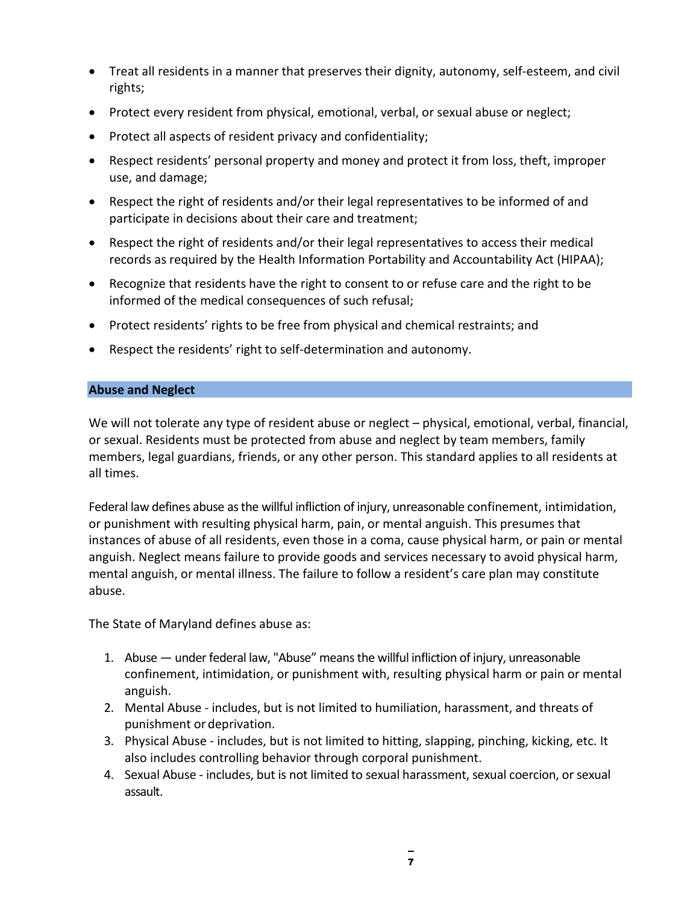- Treat all residents in a manner that preserves their dignity, autonomy, self-esteem, and civil rights;
- Protect every resident from physical, emotional, verbal, or sexual abuse or neglect;
- Protect all aspects of resident privacy and confidentiality;
- Respect residents' personal property and money and protect it from loss, theft, improper use, and damage;
- Respect the right of residents and/or their legal representatives to be informed of and participate in decisions about their care and treatment;
- Respect the right of residents and/or their legal representatives to access their medical records as required by the Health Information Portability and Accountability Act (HIPAA);
- Recognize that residents have the right to consent to or refuse care and the right to be informed of the medical consequences of such refusal;
- Protect residents' rights to be free from physical and chemical restraints; and
- Respect the residents' right to self-determination and autonomy.

## Abuse and Neglect

We will not tolerate any type of resident abuse or neglect – physical, emotional, verbal, financial, or sexual. Residents must be protected from abuse and neglect by team members, family members, legal guardians, friends, or any other person. This standard applies to all residents at all times.

Federal law defines abuse as the willful infliction of injury, unreasonable confinement, intimidation, or punishment with resulting physical harm, pain, or mental anguish. This presumes that instances of abuse of all residents, even those in a coma, cause physical harm, or pain or mental anguish. Neglect means failure to provide goods and services necessary to avoid physical harm, mental anguish, or mental illness. The failure to follow a resident's care plan may constitute abuse.

The State of Maryland defines abuse as:

1. Abuse — under federal law, "Abuse" means the willful infliction of injury, unreasonable confinement, intimidation, or punishment with, resulting physical harm or pain or mental anguish.
2. Mental Abuse - includes, but is not limited to humiliation, harassment, and threats of punishment or deprivation.
3. Physical Abuse - includes, but is not limited to hitting, slapping, pinching, kicking, etc. It also includes controlling behavior through corporal punishment.
4. Sexual Abuse - includes, but is not limited to sexual harassment, sexual coercion, or sexual assault.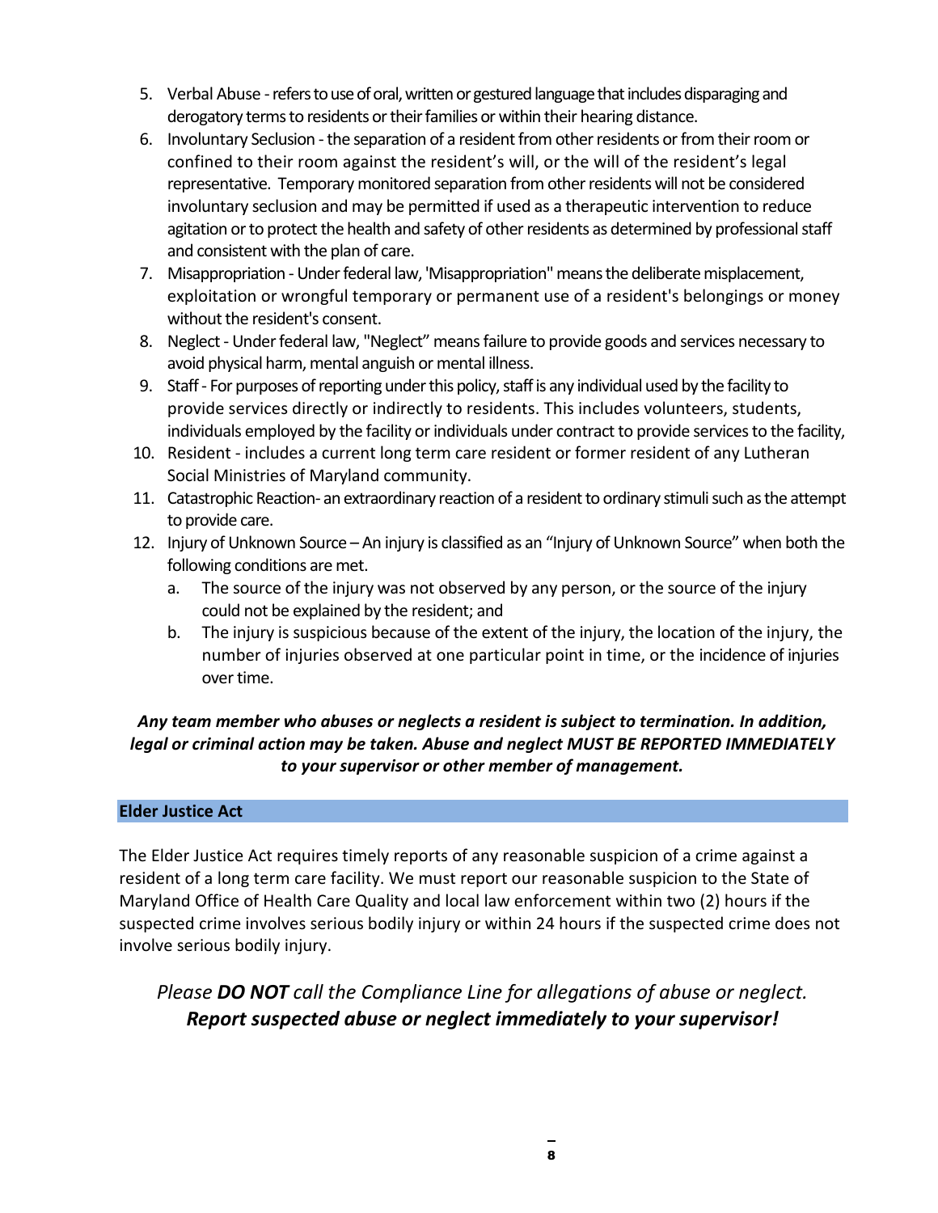5. Verbal Abuse - refers to use of oral, written or gestured language that includes disparaging and derogatory terms to residents or their families or within their hearing distance.
6. Involuntary Seclusion - the separation of a resident from other residents or from their room or confined to their room against the resident's will, or the will of the resident's legal representative. Temporary monitored separation from other residents will not be considered involuntary seclusion and may be permitted if used as a therapeutic intervention to reduce agitation or to protect the health and safety of other residents as determined by professional staff and consistent with the plan of care.
7. Misappropriation - Under federal law, 'Misappropriation" means the deliberate misplacement, exploitation or wrongful temporary or permanent use of a resident's belongings or money without the resident's consent.
8. Neglect - Under federal law, "Neglect" means failure to provide goods and services necessary to avoid physical harm, mental anguish or mental illness.
9. Staff - For purposes of reporting under this policy, staff is any individual used by the facility to provide services directly or indirectly to residents. This includes volunteers, students, individuals employed by the facility or individuals under contract to provide services to the facility,
10. Resident - includes a current long term care resident or former resident of any Lutheran Social Ministries of Maryland community.
11. Catastrophic Reaction- an extraordinary reaction of a resident to ordinary stimuli such as the attempt to provide care.
12. Injury of Unknown Source – An injury is classified as an "Injury of Unknown Source" when both the following conditions are met.
    a. The source of the injury was not observed by any person, or the source of the injury could not be explained by the resident; and
    b. The injury is suspicious because of the extent of the injury, the location of the injury, the number of injuries observed at one particular point in time, or the incidence of injuries over time.

***Any team member who abuses or neglects a resident is subject to termination. In addition, legal or criminal action may be taken. Abuse and neglect MUST BE REPORTED IMMEDIATELY to your supervisor or other member of management.***

## Elder Justice Act

The Elder Justice Act requires timely reports of any reasonable suspicion of a crime against a resident of a long term care facility. We must report our reasonable suspicion to the State of Maryland Office of Health Care Quality and local law enforcement within two (2) hours if the suspected crime involves serious bodily injury or within 24 hours if the suspected crime does not involve serious bodily injury.

*Please **DO NOT** call the Compliance Line for allegations of abuse or neglect.*
***Report suspected abuse or neglect immediately to your supervisor!***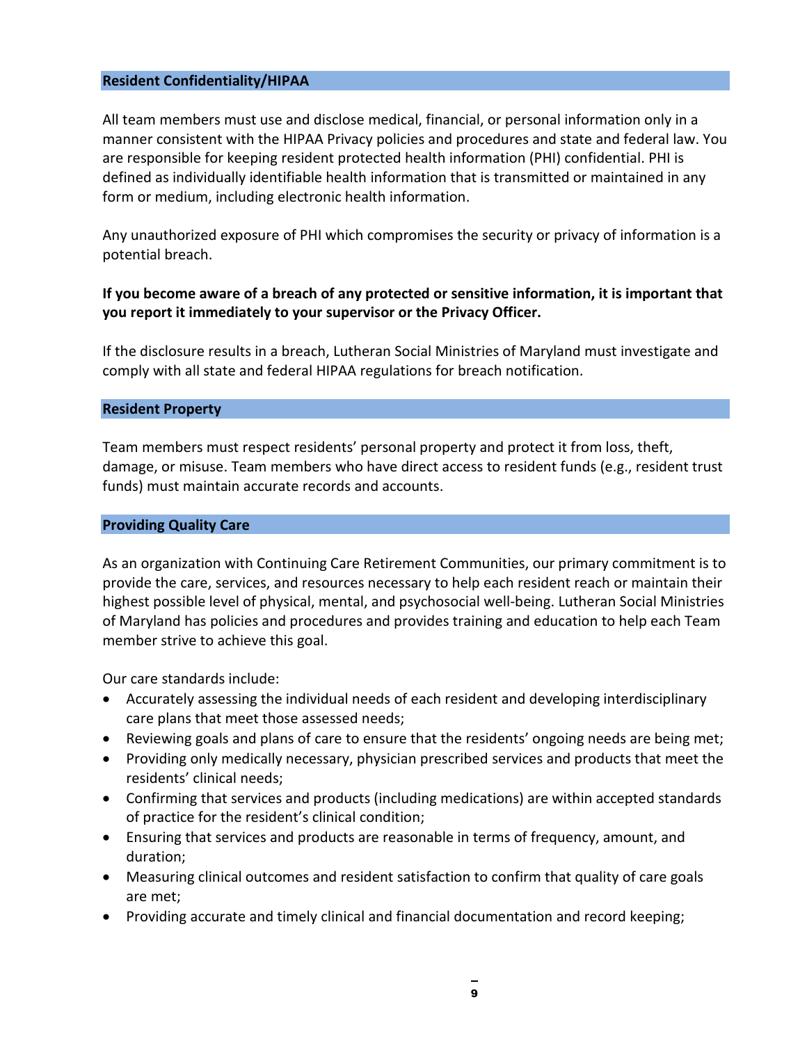## Resident Confidentiality/HIPAA

All team members must use and disclose medical, financial, or personal information only in a manner consistent with the HIPAA Privacy policies and procedures and state and federal law. You are responsible for keeping resident protected health information (PHI) confidential. PHI is defined as individually identifiable health information that is transmitted or maintained in any form or medium, including electronic health information.

Any unauthorized exposure of PHI which compromises the security or privacy of information is a potential breach.

**If you become aware of a breach of any protected or sensitive information, it is important that you report it immediately to your supervisor or the Privacy Officer.**

If the disclosure results in a breach, Lutheran Social Ministries of Maryland must investigate and comply with all state and federal HIPAA regulations for breach notification.

## Resident Property

Team members must respect residents' personal property and protect it from loss, theft, damage, or misuse. Team members who have direct access to resident funds (e.g., resident trust funds) must maintain accurate records and accounts.

## Providing Quality Care

As an organization with Continuing Care Retirement Communities, our primary commitment is to provide the care, services, and resources necessary to help each resident reach or maintain their highest possible level of physical, mental, and psychosocial well-being. Lutheran Social Ministries of Maryland has policies and procedures and provides training and education to help each Team member strive to achieve this goal.

Our care standards include:

- Accurately assessing the individual needs of each resident and developing interdisciplinary care plans that meet those assessed needs;
- Reviewing goals and plans of care to ensure that the residents' ongoing needs are being met;
- Providing only medically necessary, physician prescribed services and products that meet the residents' clinical needs;
- Confirming that services and products (including medications) are within accepted standards of practice for the resident's clinical condition;
- Ensuring that services and products are reasonable in terms of frequency, amount, and duration;
- Measuring clinical outcomes and resident satisfaction to confirm that quality of care goals are met;
- Providing accurate and timely clinical and financial documentation and record keeping;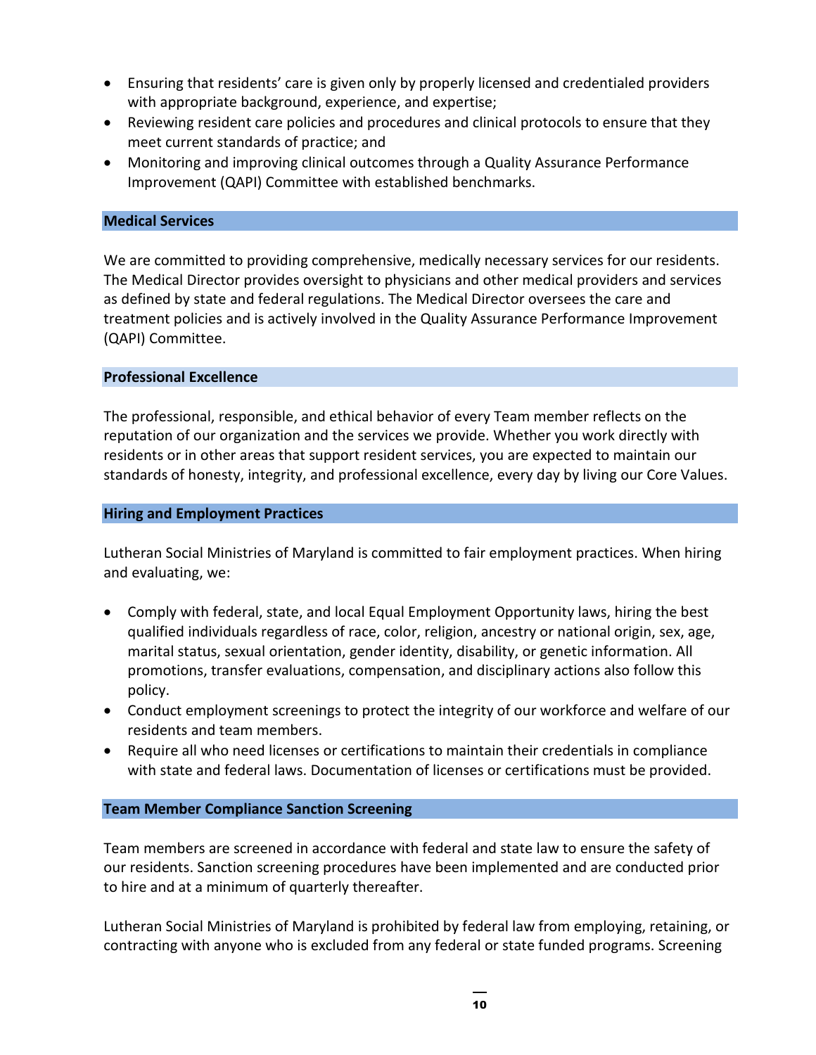- Ensuring that residents' care is given only by properly licensed and credentialed providers with appropriate background, experience, and expertise;
- Reviewing resident care policies and procedures and clinical protocols to ensure that they meet current standards of practice; and
- Monitoring and improving clinical outcomes through a Quality Assurance Performance Improvement (QAPI) Committee with established benchmarks.

## Medical Services

We are committed to providing comprehensive, medically necessary services for our residents. The Medical Director provides oversight to physicians and other medical providers and services as defined by state and federal regulations. The Medical Director oversees the care and treatment policies and is actively involved in the Quality Assurance Performance Improvement (QAPI) Committee.

## Professional Excellence

The professional, responsible, and ethical behavior of every Team member reflects on the reputation of our organization and the services we provide. Whether you work directly with residents or in other areas that support resident services, you are expected to maintain our standards of honesty, integrity, and professional excellence, every day by living our Core Values.

## Hiring and Employment Practices

Lutheran Social Ministries of Maryland is committed to fair employment practices. When hiring and evaluating, we:

- Comply with federal, state, and local Equal Employment Opportunity laws, hiring the best qualified individuals regardless of race, color, religion, ancestry or national origin, sex, age, marital status, sexual orientation, gender identity, disability, or genetic information. All promotions, transfer evaluations, compensation, and disciplinary actions also follow this policy.
- Conduct employment screenings to protect the integrity of our workforce and welfare of our residents and team members.
- Require all who need licenses or certifications to maintain their credentials in compliance with state and federal laws. Documentation of licenses or certifications must be provided.

## Team Member Compliance Sanction Screening

Team members are screened in accordance with federal and state law to ensure the safety of our residents. Sanction screening procedures have been implemented and are conducted prior to hire and at a minimum of quarterly thereafter.

Lutheran Social Ministries of Maryland is prohibited by federal law from employing, retaining, or contracting with anyone who is excluded from any federal or state funded programs. Screening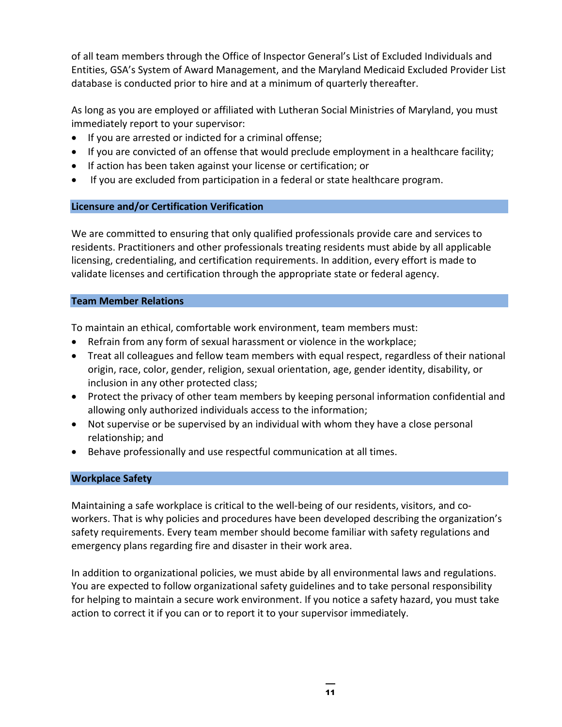of all team members through the Office of Inspector General's List of Excluded Individuals and Entities, GSA's System of Award Management, and the Maryland Medicaid Excluded Provider List database is conducted prior to hire and at a minimum of quarterly thereafter.

As long as you are employed or affiliated with Lutheran Social Ministries of Maryland, you must immediately report to your supervisor:

- If you are arrested or indicted for a criminal offense;
- If you are convicted of an offense that would preclude employment in a healthcare facility;
- If action has been taken against your license or certification; or
- If you are excluded from participation in a federal or state healthcare program.

## Licensure and/or Certification Verification

We are committed to ensuring that only qualified professionals provide care and services to residents. Practitioners and other professionals treating residents must abide by all applicable licensing, credentialing, and certification requirements. In addition, every effort is made to validate licenses and certification through the appropriate state or federal agency.

## Team Member Relations

To maintain an ethical, comfortable work environment, team members must:

- Refrain from any form of sexual harassment or violence in the workplace;
- Treat all colleagues and fellow team members with equal respect, regardless of their national origin, race, color, gender, religion, sexual orientation, age, gender identity, disability, or inclusion in any other protected class;
- Protect the privacy of other team members by keeping personal information confidential and allowing only authorized individuals access to the information;
- Not supervise or be supervised by an individual with whom they have a close personal relationship; and
- Behave professionally and use respectful communication at all times.

## Workplace Safety

Maintaining a safe workplace is critical to the well-being of our residents, visitors, and co-workers. That is why policies and procedures have been developed describing the organization's safety requirements. Every team member should become familiar with safety regulations and emergency plans regarding fire and disaster in their work area.

In addition to organizational policies, we must abide by all environmental laws and regulations. You are expected to follow organizational safety guidelines and to take personal responsibility for helping to maintain a secure work environment. If you notice a safety hazard, you must take action to correct it if you can or to report it to your supervisor immediately.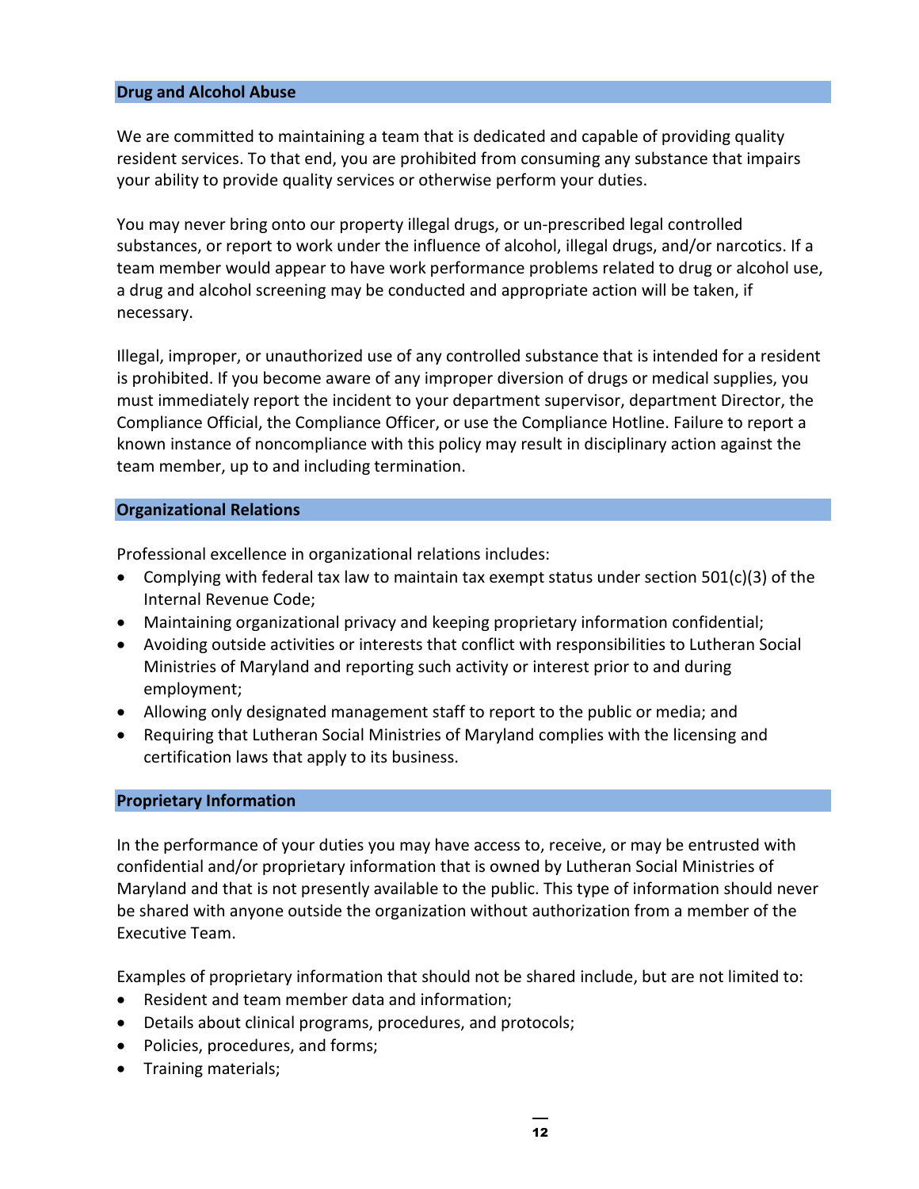## Drug and Alcohol Abuse

We are committed to maintaining a team that is dedicated and capable of providing quality resident services. To that end, you are prohibited from consuming any substance that impairs your ability to provide quality services or otherwise perform your duties.

You may never bring onto our property illegal drugs, or un-prescribed legal controlled substances, or report to work under the influence of alcohol, illegal drugs, and/or narcotics. If a team member would appear to have work performance problems related to drug or alcohol use, a drug and alcohol screening may be conducted and appropriate action will be taken, if necessary.

Illegal, improper, or unauthorized use of any controlled substance that is intended for a resident is prohibited. If you become aware of any improper diversion of drugs or medical supplies, you must immediately report the incident to your department supervisor, department Director, the Compliance Official, the Compliance Officer, or use the Compliance Hotline. Failure to report a known instance of noncompliance with this policy may result in disciplinary action against the team member, up to and including termination.

## Organizational Relations

Professional excellence in organizational relations includes:

- Complying with federal tax law to maintain tax exempt status under section 501(c)(3) of the Internal Revenue Code;
- Maintaining organizational privacy and keeping proprietary information confidential;
- Avoiding outside activities or interests that conflict with responsibilities to Lutheran Social Ministries of Maryland and reporting such activity or interest prior to and during employment;
- Allowing only designated management staff to report to the public or media; and
- Requiring that Lutheran Social Ministries of Maryland complies with the licensing and certification laws that apply to its business.

## Proprietary Information

In the performance of your duties you may have access to, receive, or may be entrusted with confidential and/or proprietary information that is owned by Lutheran Social Ministries of Maryland and that is not presently available to the public. This type of information should never be shared with anyone outside the organization without authorization from a member of the Executive Team.

Examples of proprietary information that should not be shared include, but are not limited to:

- Resident and team member data and information;
- Details about clinical programs, procedures, and protocols;
- Policies, procedures, and forms;
- Training materials;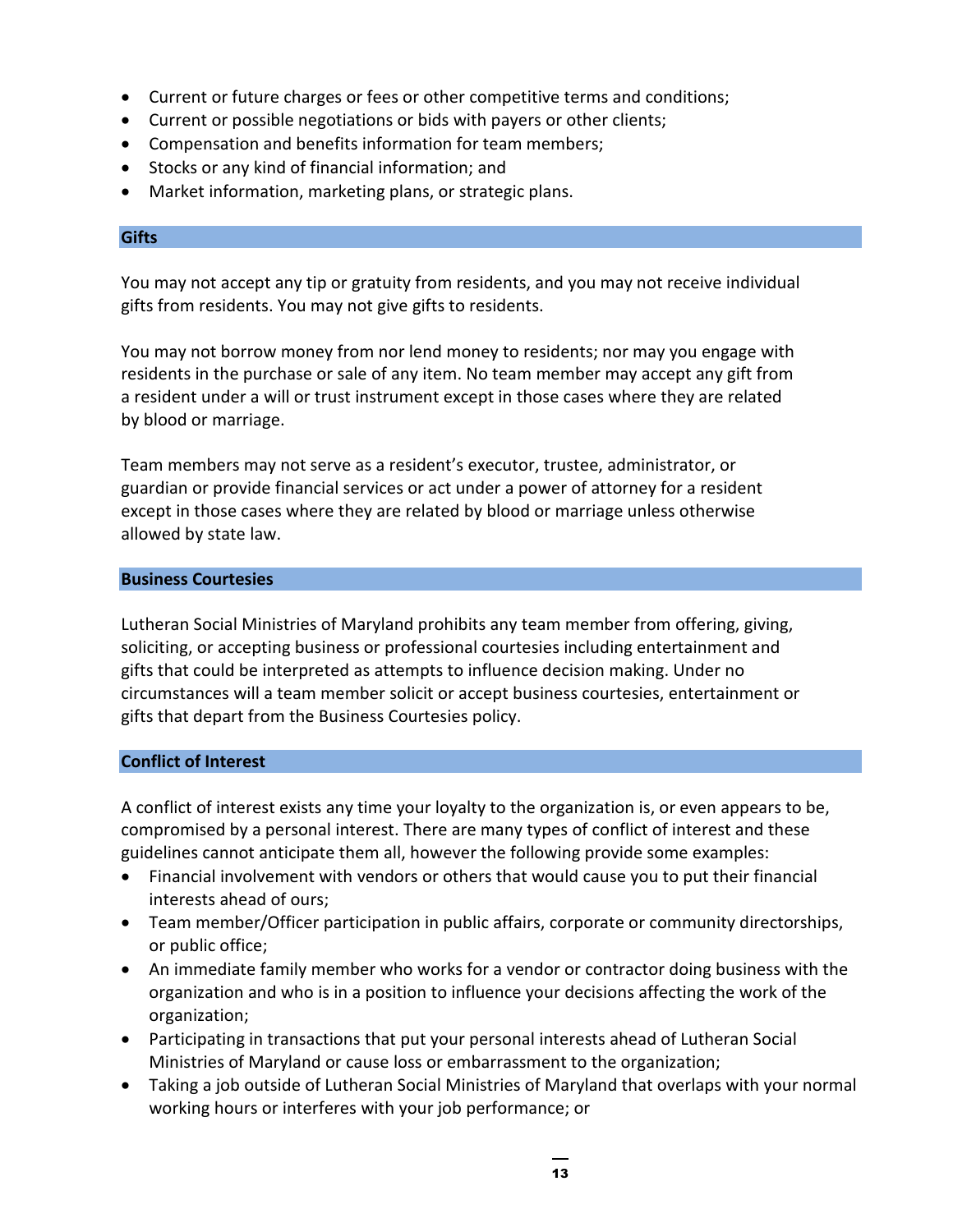- Current or future charges or fees or other competitive terms and conditions;
- Current or possible negotiations or bids with payers or other clients;
- Compensation and benefits information for team members;
- Stocks or any kind of financial information; and
- Market information, marketing plans, or strategic plans.

## Gifts

You may not accept any tip or gratuity from residents, and you may not receive individual gifts from residents. You may not give gifts to residents.

You may not borrow money from nor lend money to residents; nor may you engage with residents in the purchase or sale of any item. No team member may accept any gift from a resident under a will or trust instrument except in those cases where they are related by blood or marriage.

Team members may not serve as a resident's executor, trustee, administrator, or guardian or provide financial services or act under a power of attorney for a resident except in those cases where they are related by blood or marriage unless otherwise allowed by state law.

## Business Courtesies

Lutheran Social Ministries of Maryland prohibits any team member from offering, giving, soliciting, or accepting business or professional courtesies including entertainment and gifts that could be interpreted as attempts to influence decision making. Under no circumstances will a team member solicit or accept business courtesies, entertainment or gifts that depart from the Business Courtesies policy.

## Conflict of Interest

A conflict of interest exists any time your loyalty to the organization is, or even appears to be, compromised by a personal interest. There are many types of conflict of interest and these guidelines cannot anticipate them all, however the following provide some examples:

- Financial involvement with vendors or others that would cause you to put their financial interests ahead of ours;
- Team member/Officer participation in public affairs, corporate or community directorships, or public office;
- An immediate family member who works for a vendor or contractor doing business with the organization and who is in a position to influence your decisions affecting the work of the organization;
- Participating in transactions that put your personal interests ahead of Lutheran Social Ministries of Maryland or cause loss or embarrassment to the organization;
- Taking a job outside of Lutheran Social Ministries of Maryland that overlaps with your normal working hours or interferes with your job performance; or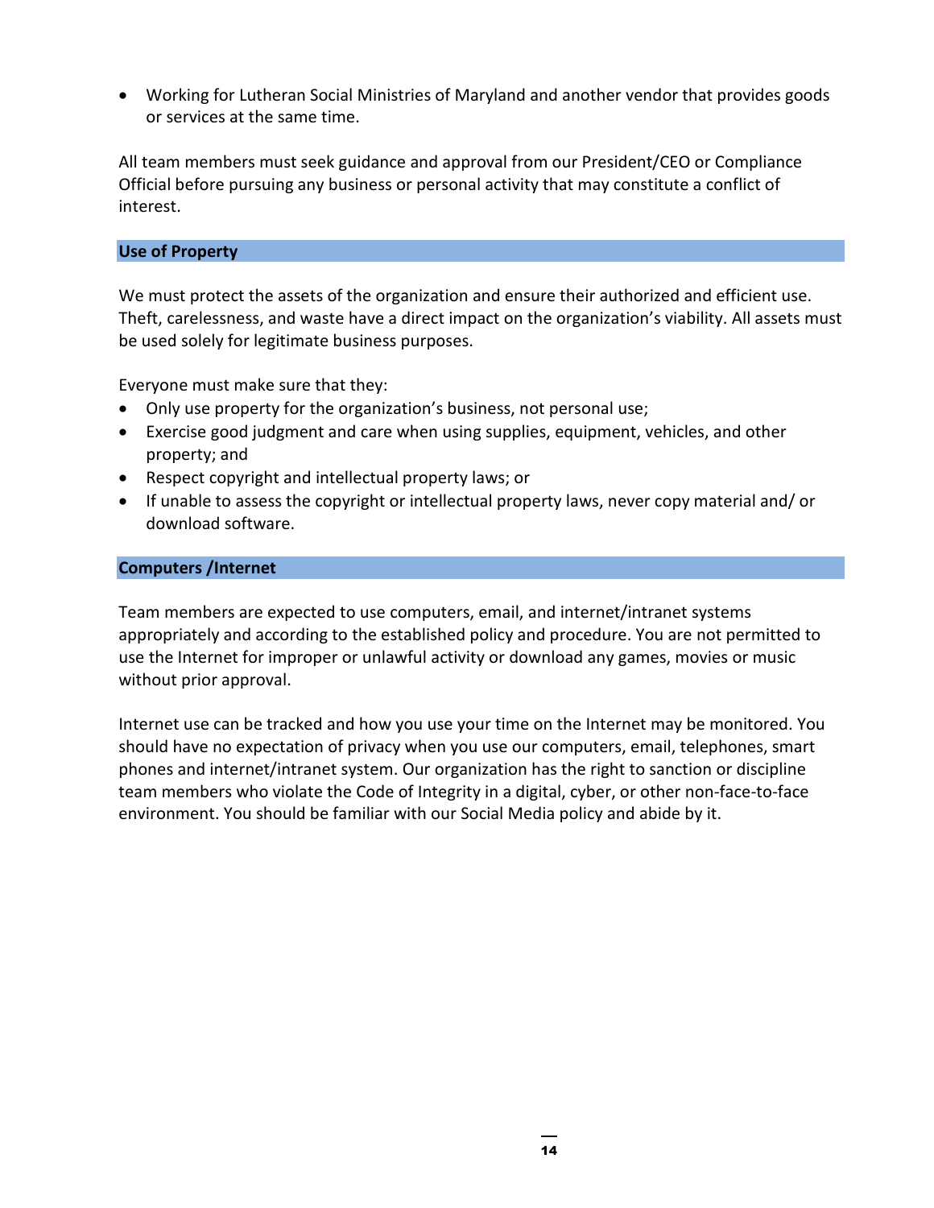- Working for Lutheran Social Ministries of Maryland and another vendor that provides goods or services at the same time.

All team members must seek guidance and approval from our President/CEO or Compliance Official before pursuing any business or personal activity that may constitute a conflict of interest.

## Use of Property

We must protect the assets of the organization and ensure their authorized and efficient use. Theft, carelessness, and waste have a direct impact on the organization's viability. All assets must be used solely for legitimate business purposes.

Everyone must make sure that they:

- Only use property for the organization's business, not personal use;
- Exercise good judgment and care when using supplies, equipment, vehicles, and other property; and
- Respect copyright and intellectual property laws; or
- If unable to assess the copyright or intellectual property laws, never copy material and/ or download software.

## Computers /Internet

Team members are expected to use computers, email, and internet/intranet systems appropriately and according to the established policy and procedure. You are not permitted to use the Internet for improper or unlawful activity or download any games, movies or music without prior approval.

Internet use can be tracked and how you use your time on the Internet may be monitored. You should have no expectation of privacy when you use our computers, email, telephones, smart phones and internet/intranet system. Our organization has the right to sanction or discipline team members who violate the Code of Integrity in a digital, cyber, or other non-face-to-face environment. You should be familiar with our Social Media policy and abide by it.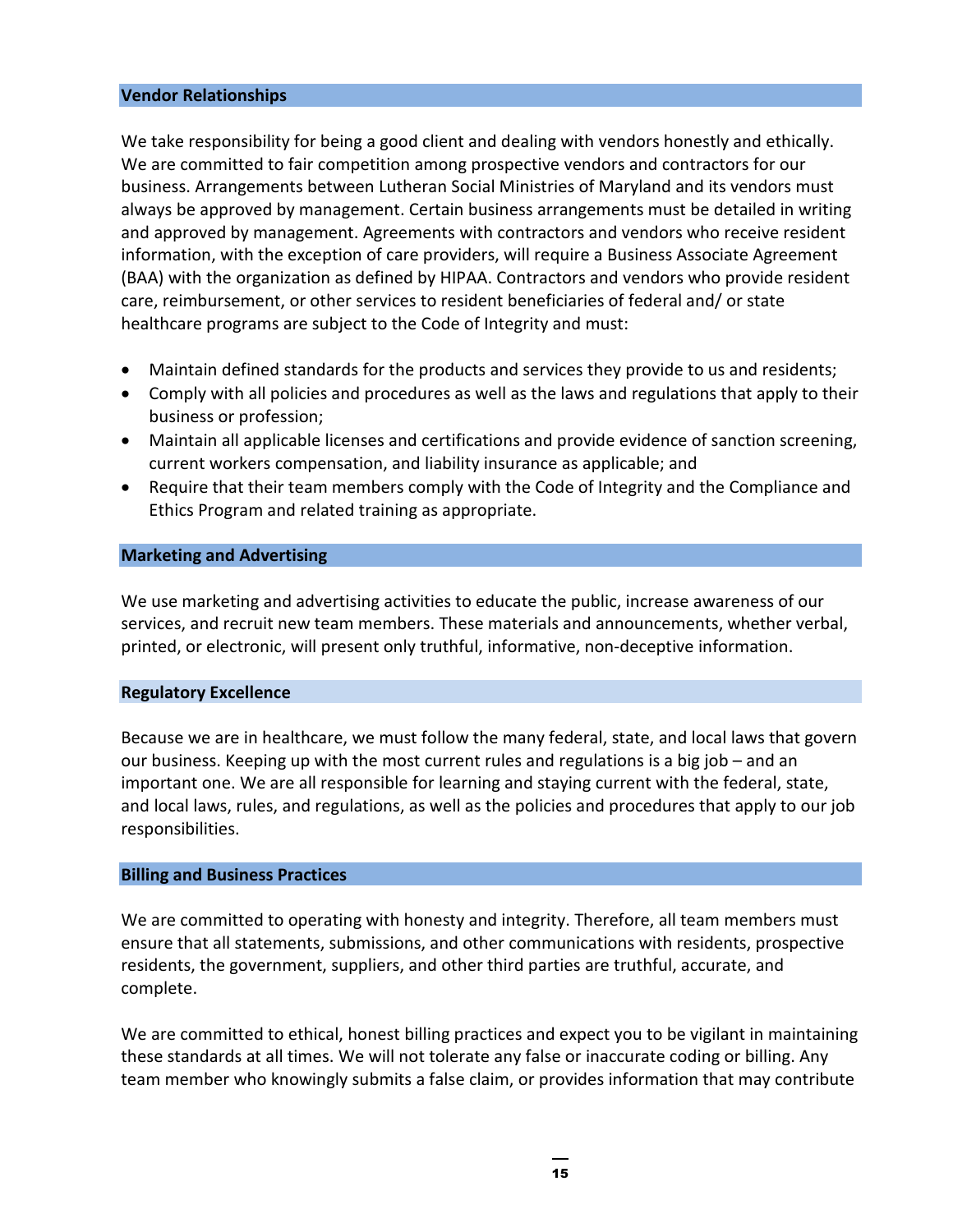### Vendor Relationships

We take responsibility for being a good client and dealing with vendors honestly and ethically. We are committed to fair competition among prospective vendors and contractors for our business. Arrangements between Lutheran Social Ministries of Maryland and its vendors must always be approved by management. Certain business arrangements must be detailed in writing and approved by management. Agreements with contractors and vendors who receive resident information, with the exception of care providers, will require a Business Associate Agreement (BAA) with the organization as defined by HIPAA. Contractors and vendors who provide resident care, reimbursement, or other services to resident beneficiaries of federal and/ or state healthcare programs are subject to the Code of Integrity and must:

- Maintain defined standards for the products and services they provide to us and residents;
- Comply with all policies and procedures as well as the laws and regulations that apply to their business or profession;
- Maintain all applicable licenses and certifications and provide evidence of sanction screening, current workers compensation, and liability insurance as applicable; and
- Require that their team members comply with the Code of Integrity and the Compliance and Ethics Program and related training as appropriate.

### Marketing and Advertising

We use marketing and advertising activities to educate the public, increase awareness of our services, and recruit new team members. These materials and announcements, whether verbal, printed, or electronic, will present only truthful, informative, non-deceptive information.

### Regulatory Excellence

Because we are in healthcare, we must follow the many federal, state, and local laws that govern our business. Keeping up with the most current rules and regulations is a big job – and an important one. We are all responsible for learning and staying current with the federal, state, and local laws, rules, and regulations, as well as the policies and procedures that apply to our job responsibilities.

### Billing and Business Practices

We are committed to operating with honesty and integrity. Therefore, all team members must ensure that all statements, submissions, and other communications with residents, prospective residents, the government, suppliers, and other third parties are truthful, accurate, and complete.

We are committed to ethical, honest billing practices and expect you to be vigilant in maintaining these standards at all times. We will not tolerate any false or inaccurate coding or billing. Any team member who knowingly submits a false claim, or provides information that may contribute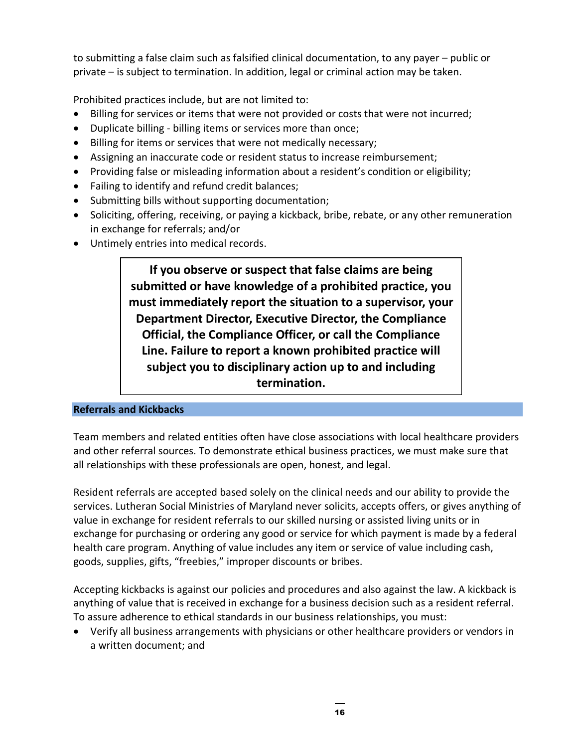to submitting a false claim such as falsified clinical documentation, to any payer – public or private – is subject to termination. In addition, legal or criminal action may be taken.

Prohibited practices include, but are not limited to:

- Billing for services or items that were not provided or costs that were not incurred;
- Duplicate billing - billing items or services more than once;
- Billing for items or services that were not medically necessary;
- Assigning an inaccurate code or resident status to increase reimbursement;
- Providing false or misleading information about a resident's condition or eligibility;
- Failing to identify and refund credit balances;
- Submitting bills without supporting documentation;
- Soliciting, offering, receiving, or paying a kickback, bribe, rebate, or any other remuneration in exchange for referrals; and/or
- Untimely entries into medical records.

> **If you observe or suspect that false claims are being submitted or have knowledge of a prohibited practice, you must immediately report the situation to a supervisor, your Department Director, Executive Director, the Compliance Official, the Compliance Officer, or call the Compliance Line. Failure to report a known prohibited practice will subject you to disciplinary action up to and including termination.**

## Referrals and Kickbacks

Team members and related entities often have close associations with local healthcare providers and other referral sources. To demonstrate ethical business practices, we must make sure that all relationships with these professionals are open, honest, and legal.

Resident referrals are accepted based solely on the clinical needs and our ability to provide the services. Lutheran Social Ministries of Maryland never solicits, accepts offers, or gives anything of value in exchange for resident referrals to our skilled nursing or assisted living units or in exchange for purchasing or ordering any good or service for which payment is made by a federal health care program. Anything of value includes any item or service of value including cash, goods, supplies, gifts, "freebies," improper discounts or bribes.

Accepting kickbacks is against our policies and procedures and also against the law. A kickback is anything of value that is received in exchange for a business decision such as a resident referral. To assure adherence to ethical standards in our business relationships, you must:

- Verify all business arrangements with physicians or other healthcare providers or vendors in a written document; and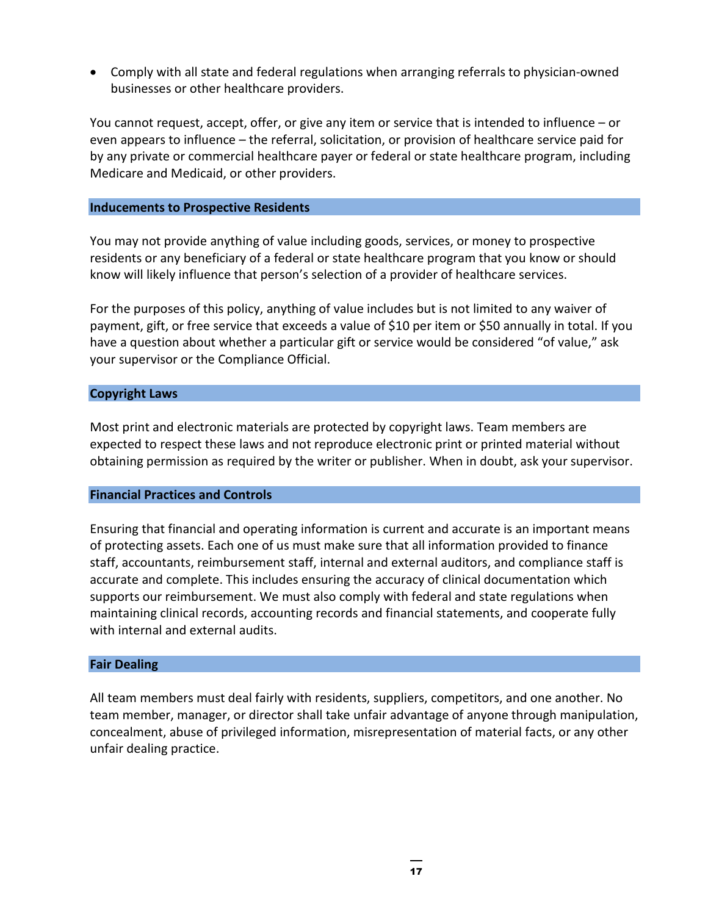- Comply with all state and federal regulations when arranging referrals to physician-owned businesses or other healthcare providers.

You cannot request, accept, offer, or give any item or service that is intended to influence – or even appears to influence – the referral, solicitation, or provision of healthcare service paid for by any private or commercial healthcare payer or federal or state healthcare program, including Medicare and Medicaid, or other providers.

### Inducements to Prospective Residents

You may not provide anything of value including goods, services, or money to prospective residents or any beneficiary of a federal or state healthcare program that you know or should know will likely influence that person's selection of a provider of healthcare services.

For the purposes of this policy, anything of value includes but is not limited to any waiver of payment, gift, or free service that exceeds a value of $10 per item or $50 annually in total. If you have a question about whether a particular gift or service would be considered "of value," ask your supervisor or the Compliance Official.

### Copyright Laws

Most print and electronic materials are protected by copyright laws. Team members are expected to respect these laws and not reproduce electronic print or printed material without obtaining permission as required by the writer or publisher. When in doubt, ask your supervisor.

### Financial Practices and Controls

Ensuring that financial and operating information is current and accurate is an important means of protecting assets. Each one of us must make sure that all information provided to finance staff, accountants, reimbursement staff, internal and external auditors, and compliance staff is accurate and complete. This includes ensuring the accuracy of clinical documentation which supports our reimbursement. We must also comply with federal and state regulations when maintaining clinical records, accounting records and financial statements, and cooperate fully with internal and external audits.

### Fair Dealing

All team members must deal fairly with residents, suppliers, competitors, and one another. No team member, manager, or director shall take unfair advantage of anyone through manipulation, concealment, abuse of privileged information, misrepresentation of material facts, or any other unfair dealing practice.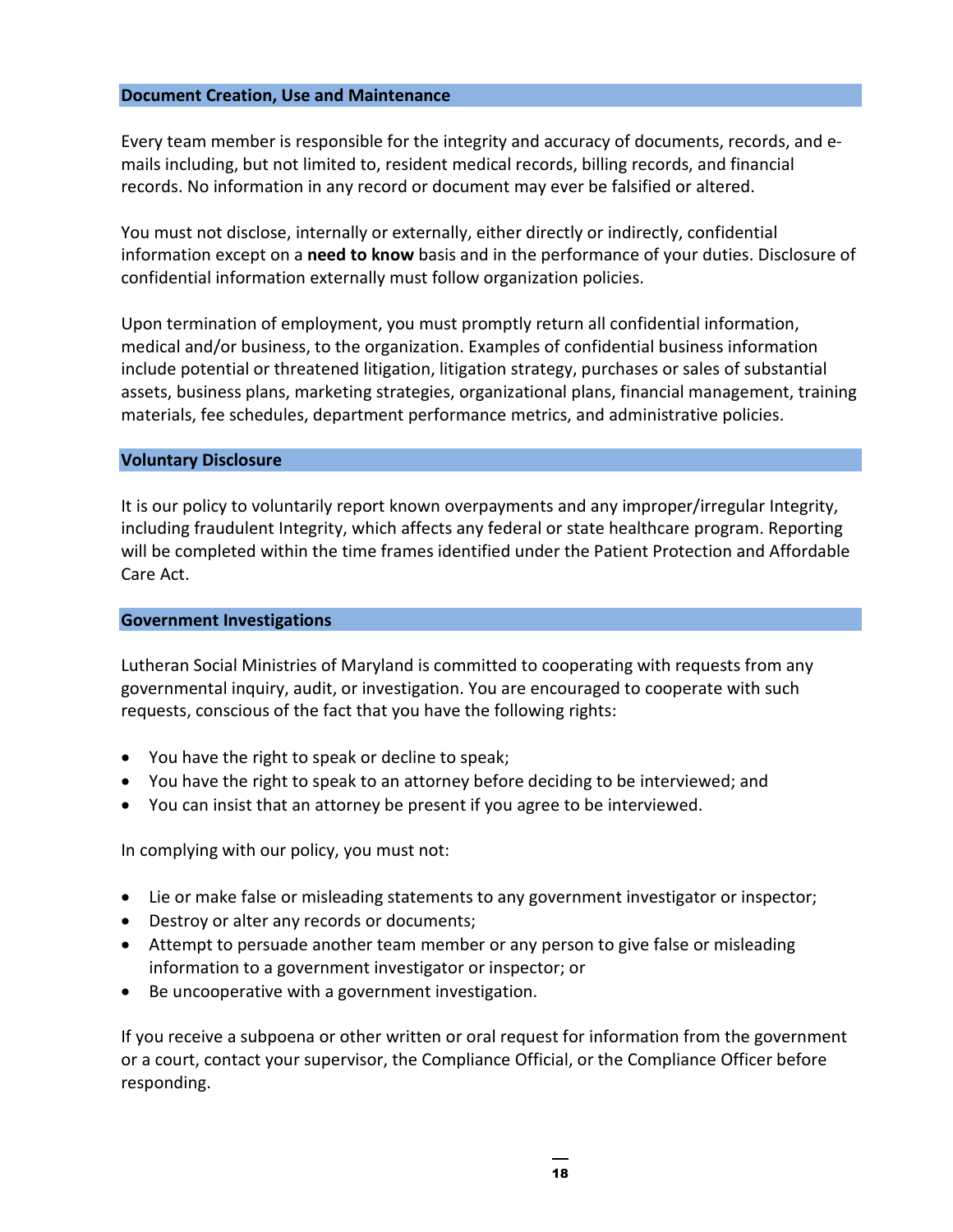## Document Creation, Use and Maintenance

Every team member is responsible for the integrity and accuracy of documents, records, and e-mails including, but not limited to, resident medical records, billing records, and financial records. No information in any record or document may ever be falsified or altered.

You must not disclose, internally or externally, either directly or indirectly, confidential information except on a **need to know** basis and in the performance of your duties. Disclosure of confidential information externally must follow organization policies.

Upon termination of employment, you must promptly return all confidential information, medical and/or business, to the organization. Examples of confidential business information include potential or threatened litigation, litigation strategy, purchases or sales of substantial assets, business plans, marketing strategies, organizational plans, financial management, training materials, fee schedules, department performance metrics, and administrative policies.

## Voluntary Disclosure

It is our policy to voluntarily report known overpayments and any improper/irregular Integrity, including fraudulent Integrity, which affects any federal or state healthcare program. Reporting will be completed within the time frames identified under the Patient Protection and Affordable Care Act.

## Government Investigations

Lutheran Social Ministries of Maryland is committed to cooperating with requests from any governmental inquiry, audit, or investigation. You are encouraged to cooperate with such requests, conscious of the fact that you have the following rights:

- You have the right to speak or decline to speak;
- You have the right to speak to an attorney before deciding to be interviewed; and
- You can insist that an attorney be present if you agree to be interviewed.

In complying with our policy, you must not:

- Lie or make false or misleading statements to any government investigator or inspector;
- Destroy or alter any records or documents;
- Attempt to persuade another team member or any person to give false or misleading information to a government investigator or inspector; or
- Be uncooperative with a government investigation.

If you receive a subpoena or other written or oral request for information from the government or a court, contact your supervisor, the Compliance Official, or the Compliance Officer before responding.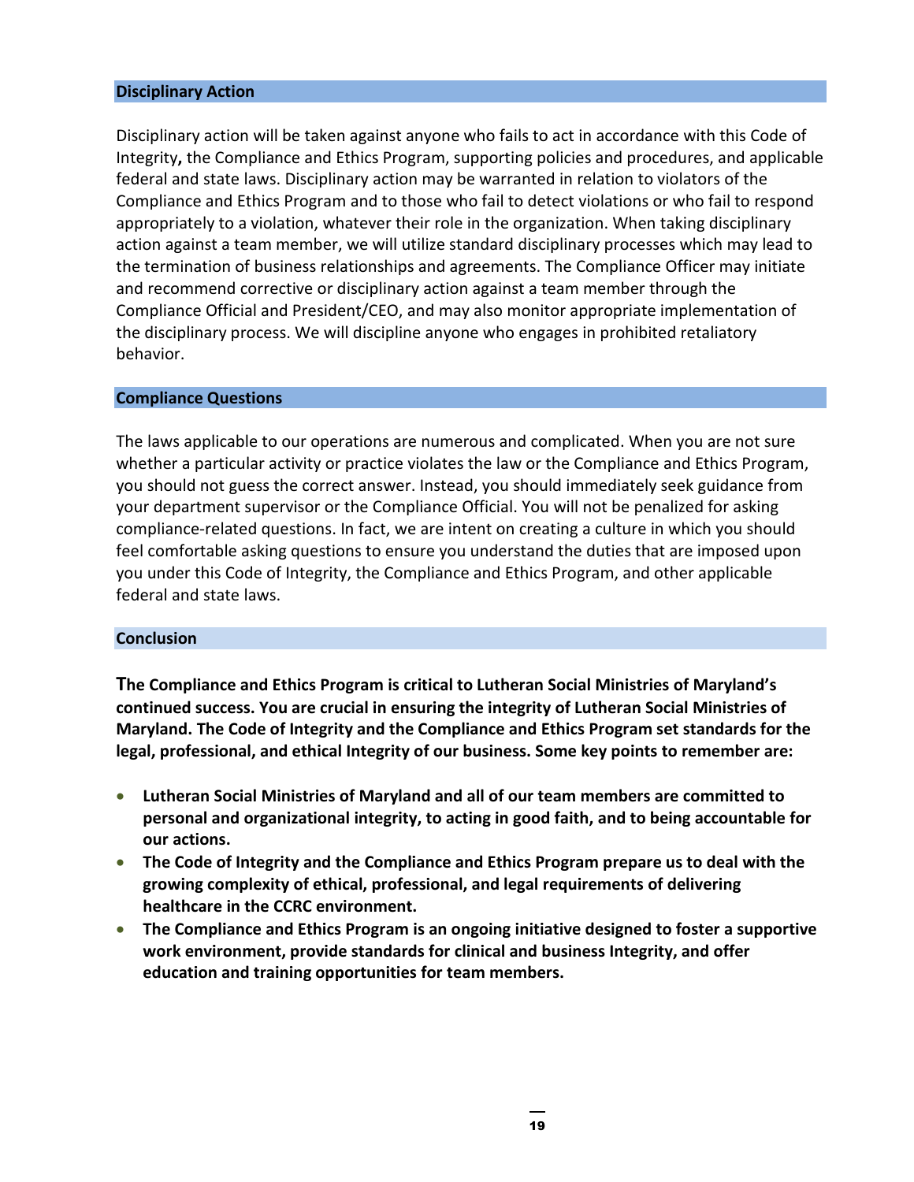## Disciplinary Action

Disciplinary action will be taken against anyone who fails to act in accordance with this Code of Integrity**,** the Compliance and Ethics Program, supporting policies and procedures, and applicable federal and state laws. Disciplinary action may be warranted in relation to violators of the Compliance and Ethics Program and to those who fail to detect violations or who fail to respond appropriately to a violation, whatever their role in the organization. When taking disciplinary action against a team member, we will utilize standard disciplinary processes which may lead to the termination of business relationships and agreements. The Compliance Officer may initiate and recommend corrective or disciplinary action against a team member through the Compliance Official and President/CEO, and may also monitor appropriate implementation of the disciplinary process. We will discipline anyone who engages in prohibited retaliatory behavior.

## Compliance Questions

The laws applicable to our operations are numerous and complicated. When you are not sure whether a particular activity or practice violates the law or the Compliance and Ethics Program, you should not guess the correct answer. Instead, you should immediately seek guidance from your department supervisor or the Compliance Official. You will not be penalized for asking compliance-related questions. In fact, we are intent on creating a culture in which you should feel comfortable asking questions to ensure you understand the duties that are imposed upon you under this Code of Integrity, the Compliance and Ethics Program, and other applicable federal and state laws.

## Conclusion

**The Compliance and Ethics Program is critical to Lutheran Social Ministries of Maryland's continued success. You are crucial in ensuring the integrity of Lutheran Social Ministries of Maryland. The Code of Integrity and the Compliance and Ethics Program set standards for the legal, professional, and ethical Integrity of our business. Some key points to remember are:**

- **Lutheran Social Ministries of Maryland and all of our team members are committed to personal and organizational integrity, to acting in good faith, and to being accountable for our actions.**
- **The Code of Integrity and the Compliance and Ethics Program prepare us to deal with the growing complexity of ethical, professional, and legal requirements of delivering healthcare in the CCRC environment.**
- **The Compliance and Ethics Program is an ongoing initiative designed to foster a supportive work environment, provide standards for clinical and business Integrity, and offer education and training opportunities for team members.**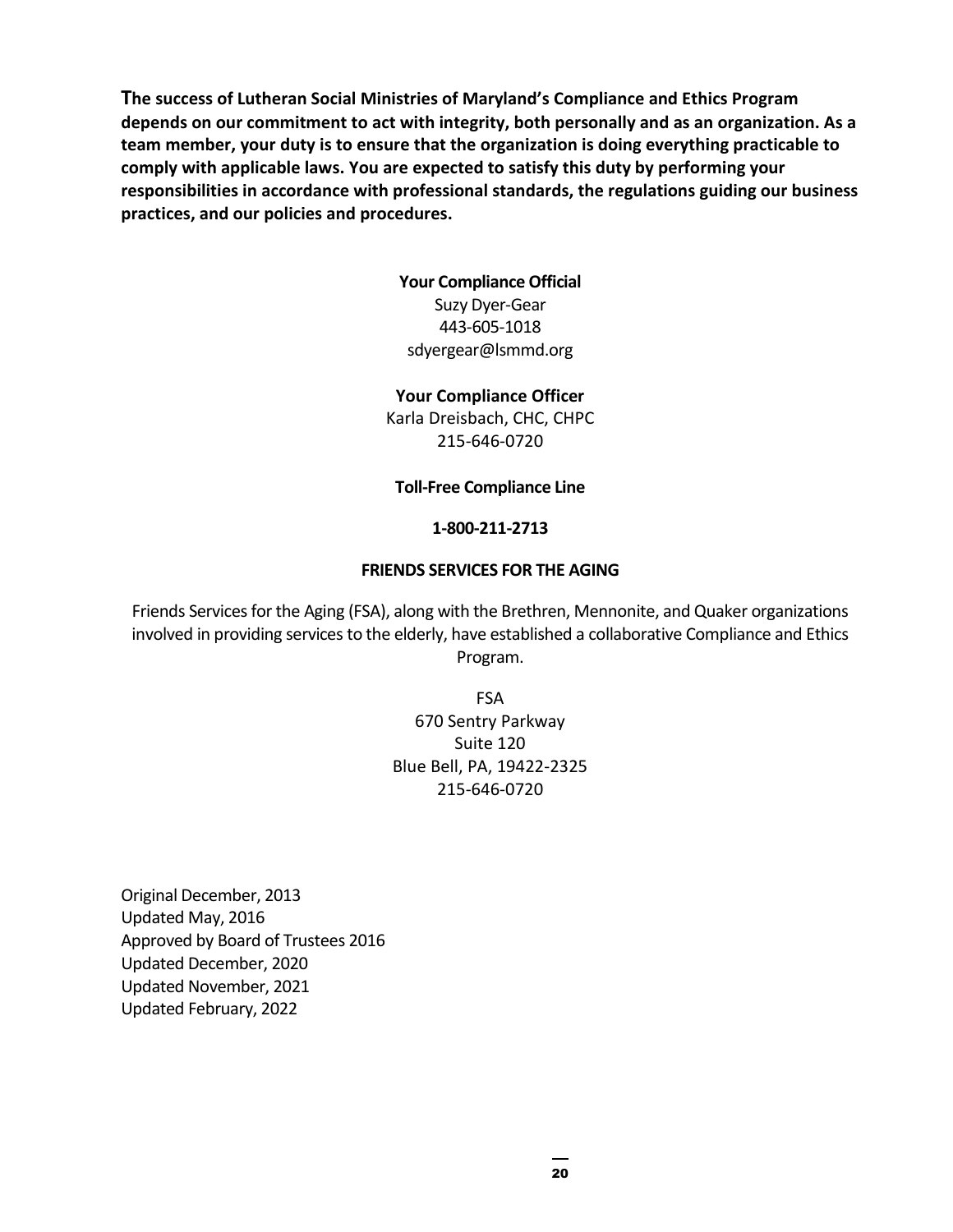**The success of Lutheran Social Ministries of Maryland's Compliance and Ethics Program depends on our commitment to act with integrity, both personally and as an organization. As a team member, your duty is to ensure that the organization is doing everything practicable to comply with applicable laws. You are expected to satisfy this duty by performing your responsibilities in accordance with professional standards, the regulations guiding our business practices, and our policies and procedures.**

**Your Compliance Official**
Suzy Dyer-Gear
443-605-1018
sdyergear@lsmmd.org

**Your Compliance Officer**
Karla Dreisbach, CHC, CHPC
215-646-0720

**Toll-Free Compliance Line**

**1-800-211-2713**

**FRIENDS SERVICES FOR THE AGING**

Friends Services for the Aging (FSA), along with the Brethren, Mennonite, and Quaker organizations involved in providing services to the elderly, have established a collaborative Compliance and Ethics Program.

FSA
670 Sentry Parkway
Suite 120
Blue Bell, PA, 19422-2325
215-646-0720

Original December, 2013
Updated May, 2016
Approved by Board of Trustees 2016
Updated December, 2020
Updated November, 2021
Updated February, 2022